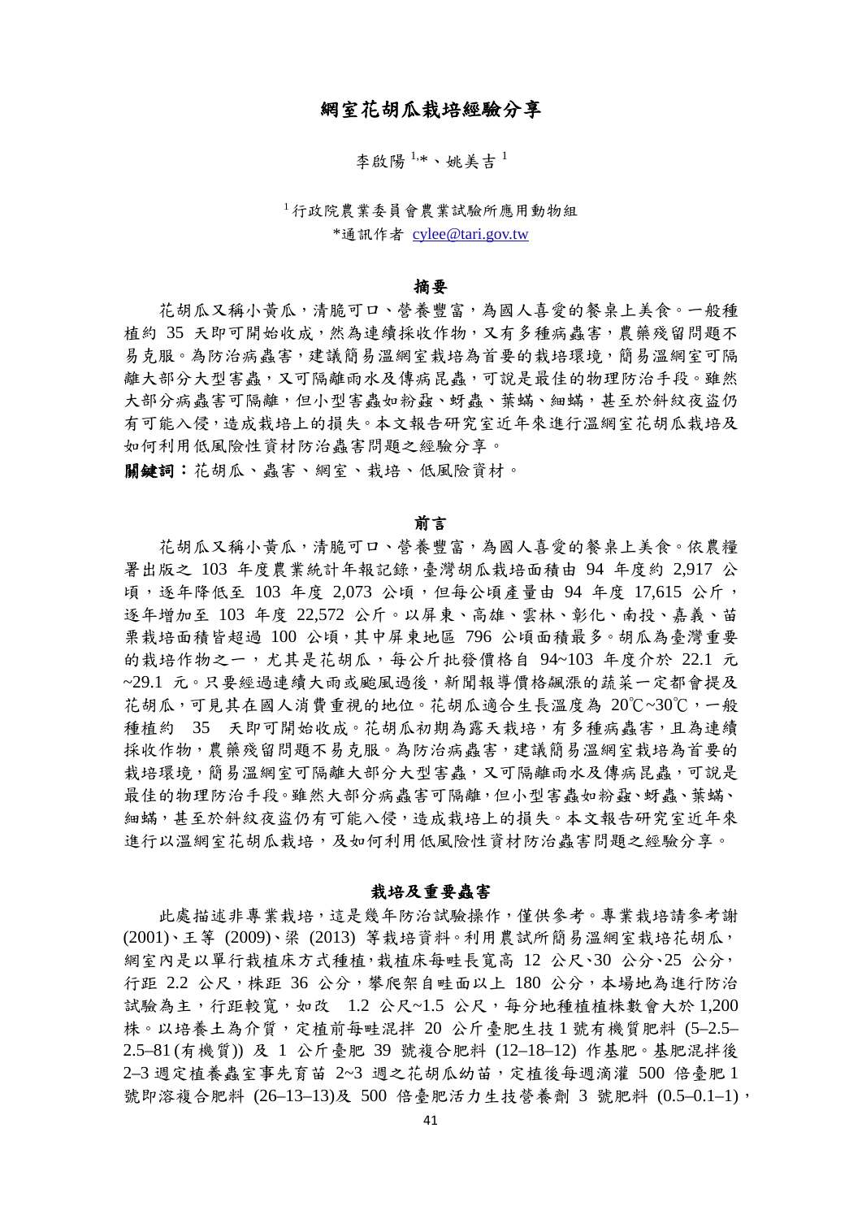# 網室花胡瓜栽培經驗分享

李啟陽[1,*]、姚美吉[1]

[1] 行政院農業委員會農業試驗所應用動物組

*通訊作者 cylee@tari.gov.tw

## 摘要

花胡瓜又稱小黃瓜，清脆可口、營養豐富，為國人喜愛的餐桌上美食。一般種植約 35 天即可開始收成，然為連續採收作物，又有多種病蟲害，農藥殘留問題不易克服。為防治病蟲害，建議簡易溫網室栽培為首要的栽培環境，簡易溫網室可隔離大部分大型害蟲，又可隔離雨水及傳病昆蟲，可說是最佳的物理防治手段。雖然大部分病蟲害可隔離，但小型害蟲如粉蝨、蚜蟲、葉蟎、細蟎，甚至於斜紋夜盜仍有可能入侵，造成栽培上的損失。本文報告研究室近年來進行溫網室花胡瓜栽培及如何利用低風險性資材防治蟲害問題之經驗分享。

**關鍵詞：**花胡瓜、蟲害、網室、栽培、低風險資材。

## 前言

花胡瓜又稱小黃瓜，清脆可口、營養豐富，為國人喜愛的餐桌上美食。依農糧署出版之 103 年度農業統計年報記錄，臺灣胡瓜栽培面積由 94 年度約 2,917 公頃，逐年降低至 103 年度 2,073 公頃，但每公頃產量由 94 年度 17,615 公斤，逐年增加至 103 年度 22,572 公斤。以屏東、高雄、雲林、彰化、南投、嘉義、苗栗栽培面積皆超過 100 公頃，其中屏東地區 796 公頃面積最多。胡瓜為臺灣重要的栽培作物之一，尤其是花胡瓜，每公斤批發價格自 94~103 年度介於 22.1 元~29.1 元。只要經過連續大雨或颱風過後，新聞報導價格飆漲的蔬菜一定都會提及花胡瓜，可見其在國人消費重視的地位。花胡瓜適合生長溫度為 20℃~30℃，一般種植約 35 天即可開始收成。花胡瓜初期為露天栽培，有多種病蟲害，且為連續採收作物，農藥殘留問題不易克服。為防治病蟲害，建議簡易溫網室栽培為首要的栽培環境，簡易溫網室可隔離大部分大型害蟲，又可隔離雨水及傳病昆蟲，可說是最佳的物理防治手段。雖然大部分病蟲害可隔離，但小型害蟲如粉蝨、蚜蟲、葉蟎、細蟎，甚至於斜紋夜盜仍有可能入侵，造成栽培上的損失。本文報告研究室近年來進行以溫網室花胡瓜栽培，及如何利用低風險性資材防治蟲害問題之經驗分享。

## 栽培及重要蟲害

此處描述非專業栽培，這是幾年防治試驗操作，僅供參考。專業栽培請參考謝 (2001)、王等 (2009)、梁 (2013) 等栽培資料。利用農試所簡易溫網室栽培花胡瓜，網室內是以單行栽植床方式種植，栽植床每畦長寬高 12 公尺、30 公分、25 公分，行距 2.2 公尺，株距 36 公分，攀爬架自畦面以上 180 公分，本場地為進行防治試驗為主，行距較寬，如改 1.2 公尺~1.5 公尺，每分地種植植株數會大於 1,200 株。以培養土為介質，定植前每畦混拌 20 公斤臺肥生技 1 號有機質肥料 (5–2.5–2.5–81 (有機質)) 及 1 公斤臺肥 39 號複合肥料 (12–18–12) 作基肥。基肥混拌後 2–3 週定植養蟲室事先育苗 2~3 週之花胡瓜幼苗，定植後每週滴灌 500 倍臺肥 1 號即溶複合肥料 (26–13–13)及 500 倍臺肥活力生技營養劑 3 號肥料 (0.5–0.1–1)，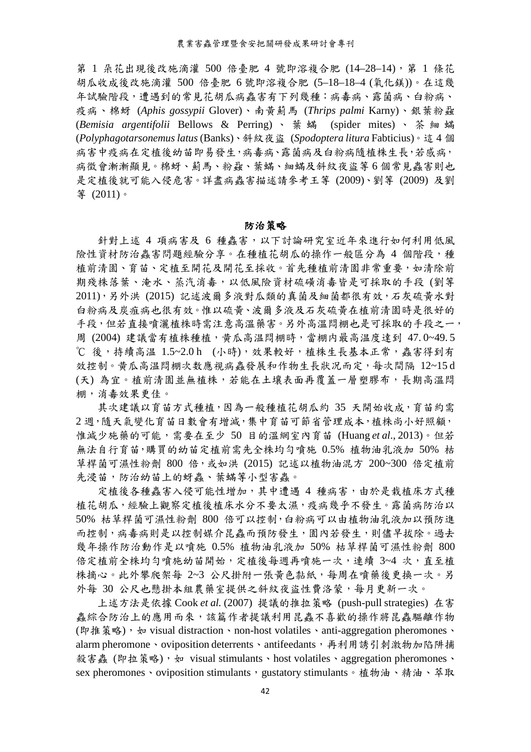第 1 朵花出現後改施滴灌 500 倍臺肥 4 號即溶複合肥 (14–28–14)，第 1 條花胡瓜收成後改施滴灌 500 倍臺肥 6 號即溶複合肥 (5–18–18–4 (氧化鎂))。在這幾年試驗階段，遭遇到的常見花胡瓜病蟲害有下列幾種：病毒病、露菌病、白粉病、疫病、棉蚜 (*Aphis gossypii* Glover)、南黃薊馬 (*Thrips palmi* Karny)、銀葉粉蝨 (*Bemisia argentifolii* Bellows & Perring)、葉蟎 (spider mites)、茶細蟎 (*Polyphagotarsonemus latus* (Banks)、斜紋夜盜 (*Spodoptera litura* Fabticius)。這 4 個病害中疫病在定植後幼苗即易發生，病毒病、露菌病及白粉病隨植株生長，若感病，病徵會漸漸顯見。棉蚜、薊馬、粉蝨、葉蟎、細蟎及斜紋夜盜等 6 個常見蟲害則也是定植後就可能入侵危害。詳盡病蟲害描述請參考王等 (2009)、劉等 (2009) 及劉等 (2011)。

## 防治策略

針對上述 4 項病害及 6 種蟲害，以下討論研究室近年來進行如何利用低風險性資材防治蟲害問題經驗分享。在種植花胡瓜的操作一般區分為 4 個階段，種植前清園、育苗、定植至開花及開花至採收。首先種植前清園非常重要，如清除前期殘株落葉、淹水、蒸汽消毒，以低風險資材硫磺消毒皆是可採取的手段 (劉等 2011)，另外洪 (2015) 記述波爾多液對瓜類的真菌及細菌都很有效，石灰硫黃水對白粉病及炭疽病也很有效。惟以硫黃、波爾多液及石灰硫黃在植前清園時是很好的手段，但若直接噴灑植株時需注意高溫藥害。另外高溫悶棚也是可採取的手段之一，周 (2004) 建議當有植株種植，黃瓜高溫悶棚時，當棚內最高溫度達到 47.0~49.5 ℃ 後，持續高溫 1.5~2.0 h (小時)，效果較好，植株生長基本正常，蟲害得到有效控制。黃瓜高溫悶棚次數應視病蟲發展和作物生長狀況而定，每次間隔 12~15 d (天) 為宜。植前清園並無植株，若能在土壤表面再覆蓋一層塑膠布，長期高溫悶棚，消毒效果更佳。

其次建議以育苗方式種植，因為一般種植花胡瓜約 35 天開始收成，育苗約需 2 週，隨天氣變化育苗日數會有增減，集中育苗可節省管理成本，植株尚小好照顧，惟減少施藥的可能，需要在至少 50 目的溫網室內育苗 (Huang *et al*., 2013)。但若無法自行育苗，購買的幼苗定植前需先全株均勻噴施 0.5% 植物油乳液加 50% 枯草桿菌可濕性粉劑 800 倍，或如洪 (2015) 記述以植物油混方 200~300 倍定植前先浸苗，防治幼苗上的蚜蟲、葉蟎等小型害蟲。

定植後各種蟲害入侵可能性增加，其中遭遇 4 種病害，由於是栽植床方式種植花胡瓜，經驗上觀察定植後植床水分不要太濕，疫病幾乎不發生。露菌病防治以 50% 枯草桿菌可濕性粉劑 800 倍可以控制，白粉病可以由植物油乳液加以預防進而控制，病毒病則是以控制媒介昆蟲而預防發生，園內若發生，則儘早拔除。過去幾年操作防治動作是以噴施 0.5% 植物油乳液加 50% 枯草桿菌可濕性粉劑 800 倍定植前全株均勻噴施幼苗開始，定植後每週再噴施一次，連續 3~4 次，直至植株摘心。此外攀爬架每 2~3 公尺掛附一張黃色黏紙，每周在噴藥後更換一次。另外每 30 公尺也懸掛本組農藥室提供之斜紋夜盜性費洛蒙，每月更新一次。

上述方法是依據 Cook *et al.* (2007) 提議的推拉策略 (push-pull strategies) 在害蟲綜合防治上的應用而來，該篇作者提議利用昆蟲不喜歡的操作將昆蟲驅離作物 (即推策略)，如 visual distraction、non-host volatiles、anti-aggregation pheromones、alarm pheromone、oviposition deterrents、antifeedants，再利用誘引刺激物加陷阱捕殺害蟲 (即拉策略)，如 visual stimulants、host volatiles、aggregation pheromones、sex pheromones、oviposition stimulants，gustatory stimulants。植物油、精油、萃取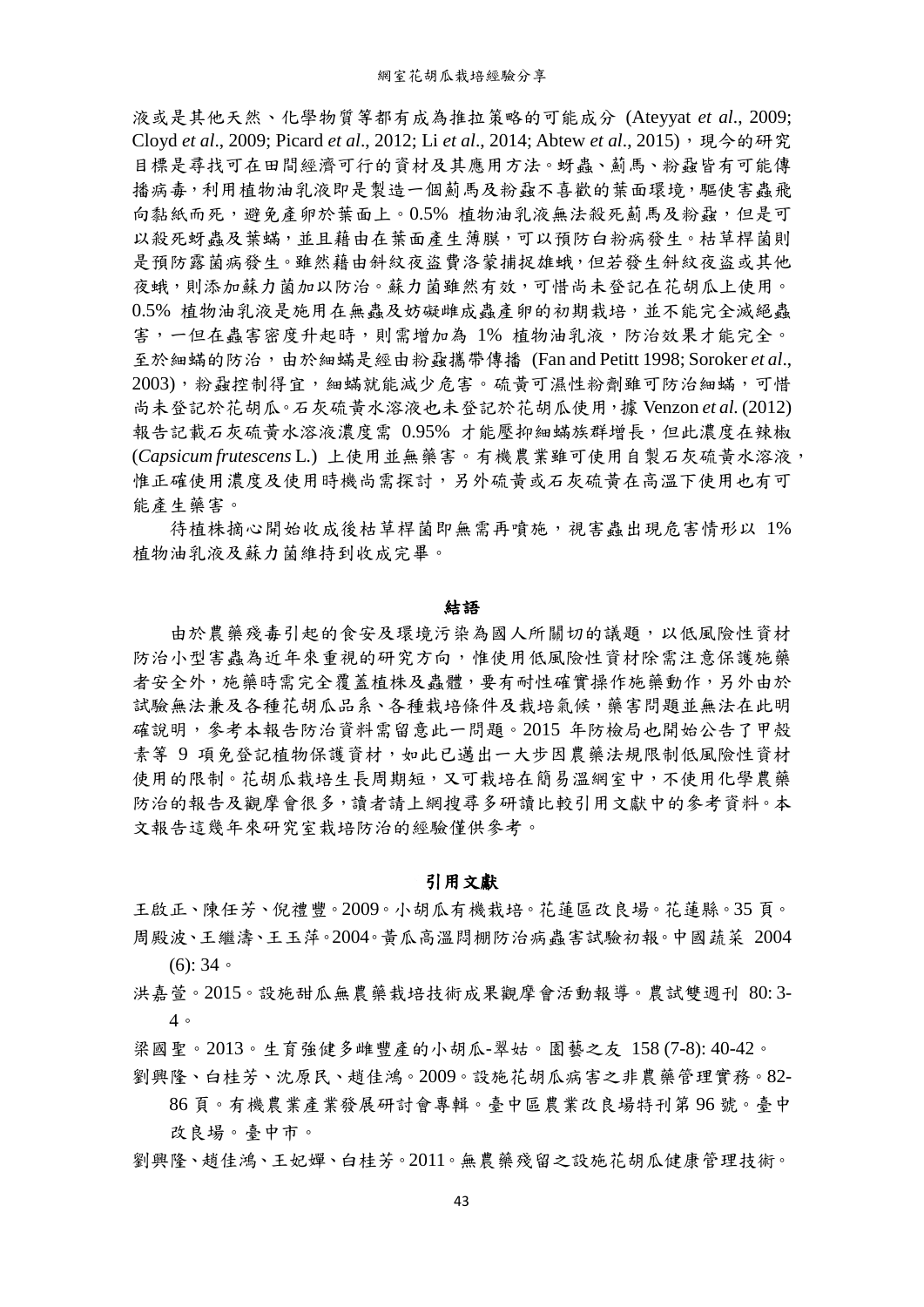液或是其他天然、化學物質等都有成為推拉策略的可能成分 (Ateyyat *et al*., 2009; Cloyd *et al*., 2009; Picard *et al*., 2012; Li *et al*., 2014; Abtew *et al*., 2015)，現今的研究目標是尋找可在田間經濟可行的資材及其應用方法。蚜蟲、薊馬、粉蝨皆有可能傳播病毒，利用植物油乳液即是製造一個薊馬及粉蝨不喜歡的葉面環境，驅使害蟲飛向黏紙而死，避免產卵於葉面上。0.5% 植物油乳液無法殺死薊馬及粉蝨，但是可以殺死蚜蟲及葉蟎，並且藉由在葉面產生薄膜，可以預防白粉病發生。枯草桿菌則是預防露菌病發生。雖然藉由斜紋夜盜費洛蒙捕捉雄蛾，但若發生斜紋夜盜或其他夜蛾，則添加蘇力菌加以防治。蘇力菌雖然有效，可惜尚未登記在花胡瓜上使用。0.5% 植物油乳液是施用在無蟲及妨礙雌成蟲產卵的初期栽培，並不能完全滅絕蟲害，一但在蟲害密度升起時，則需增加為 1% 植物油乳液，防治效果才能完全。至於細蟎的防治，由於細蟎是經由粉蝨攜帶傳播 (Fan and Petitt 1998; Soroker *et al*., 2003)，粉蝨控制得宜，細蟎就能減少危害。硫黃可濕性粉劑雖可防治細蟎，可惜尚未登記於花胡瓜。石灰硫黃水溶液也未登記於花胡瓜使用，據 Venzon *et al*. (2012) 報告記載石灰硫黃水溶液濃度需 0.95% 才能壓抑細蟎族群增長，但此濃度在辣椒 (*Capsicum frutescens* L.) 上使用並無藥害。有機農業雖可使用自製石灰硫黃水溶液，惟正確使用濃度及使用時機尚需探討，另外硫黃或石灰硫黃在高溫下使用也有可能產生藥害。

待植株摘心開始收成後枯草桿菌即無需再噴施，視害蟲出現危害情形以 1% 植物油乳液及蘇力菌維持到收成完畢。

## 結語

由於農藥殘毒引起的食安及環境污染為國人所關切的議題，以低風險性資材防治小型害蟲為近年來重視的研究方向，惟使用低風險性資材除需注意保護施藥者安全外，施藥時需完全覆蓋植株及蟲體，要有耐性確實操作施藥動作，另外由於試驗無法兼及各種花胡瓜品系、各種栽培條件及栽培氣候，藥害問題並無法在此明確說明，參考本報告防治資料需留意此一問題。2015 年防檢局也開始公告了甲殼素等 9 項免登記植物保護資材，如此已邁出一大步因農藥法規限制低風險性資材使用的限制。花胡瓜栽培生長周期短，又可栽培在簡易溫網室中，不使用化學農藥防治的報告及觀摩會很多，讀者請上網搜尋多研讀比較引用文獻中的參考資料。本文報告這幾年來研究室栽培防治的經驗僅供參考。

## 引用文獻

王啟正、陳任芳、倪禮豐。2009。小胡瓜有機栽培。花蓮區改良場。花蓮縣。35 頁。

周殿波、王繼濤、王玉萍。2004。黃瓜高溫悶棚防治病蟲害試驗初報。中國蔬菜 2004 (6): 34。

洪嘉萱。2015。設施甜瓜無農藥栽培技術成果觀摩會活動報導。農試雙週刊 80: 3-4。

梁國聖。2013。生育強健多雌豐產的小胡瓜-翠姑。園藝之友 158 (7-8): 40-42。

劉興隆、白桂芳、沈原民、趙佳鴻。2009。設施花胡瓜病害之非農藥管理實務。82-86 頁。有機農業產業發展研討會專輯。臺中區農業改良場特刊第 96 號。臺中改良場。臺中市。

劉興隆、趙佳鴻、王妃嬋、白桂芳。2011。無農藥殘留之設施花胡瓜健康管理技術。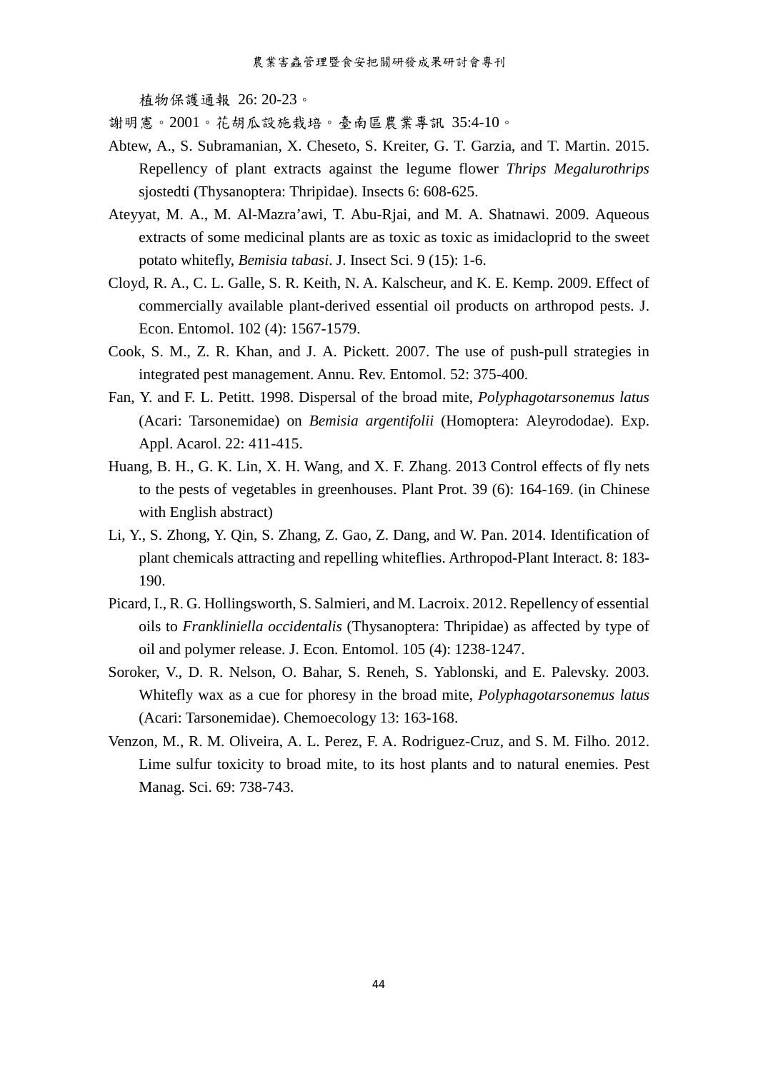植物保護通報 26: 20-23。

謝明憲。2001。花胡瓜設施栽培。臺南區農業專訊 35:4-10。

Abtew, A., S. Subramanian, X. Cheseto, S. Kreiter, G. T. Garzia, and T. Martin. 2015. Repellency of plant extracts against the legume flower *Thrips Megalurothrips* sjostedti (Thysanoptera: Thripidae). Insects 6: 608-625.

Ateyyat, M. A., M. Al-Mazra'awi, T. Abu-Rjai, and M. A. Shatnawi. 2009. Aqueous extracts of some medicinal plants are as toxic as toxic as imidacloprid to the sweet potato whitefly, *Bemisia tabasi*. J. Insect Sci. 9 (15): 1-6.

Cloyd, R. A., C. L. Galle, S. R. Keith, N. A. Kalscheur, and K. E. Kemp. 2009. Effect of commercially available plant-derived essential oil products on arthropod pests. J. Econ. Entomol. 102 (4): 1567-1579.

Cook, S. M., Z. R. Khan, and J. A. Pickett. 2007. The use of push-pull strategies in integrated pest management. Annu. Rev. Entomol. 52: 375-400.

Fan, Y. and F. L. Petitt. 1998. Dispersal of the broad mite, *Polyphagotarsonemus latus* (Acari: Tarsonemidae) on *Bemisia argentifolii* (Homoptera: Aleyrododae). Exp. Appl. Acarol. 22: 411-415.

Huang, B. H., G. K. Lin, X. H. Wang, and X. F. Zhang. 2013 Control effects of fly nets to the pests of vegetables in greenhouses. Plant Prot. 39 (6): 164-169. (in Chinese with English abstract)

Li, Y., S. Zhong, Y. Qin, S. Zhang, Z. Gao, Z. Dang, and W. Pan. 2014. Identification of plant chemicals attracting and repelling whiteflies. Arthropod-Plant Interact. 8: 183-190.

Picard, I., R. G. Hollingsworth, S. Salmieri, and M. Lacroix. 2012. Repellency of essential oils to *Frankliniella occidentalis* (Thysanoptera: Thripidae) as affected by type of oil and polymer release. J. Econ. Entomol. 105 (4): 1238-1247.

Soroker, V., D. R. Nelson, O. Bahar, S. Reneh, S. Yablonski, and E. Palevsky. 2003. Whitefly wax as a cue for phoresy in the broad mite, *Polyphagotarsonemus latus* (Acari: Tarsonemidae). Chemoecology 13: 163-168.

Venzon, M., R. M. Oliveira, A. L. Perez, F. A. Rodriguez-Cruz, and S. M. Filho. 2012. Lime sulfur toxicity to broad mite, to its host plants and to natural enemies. Pest Manag. Sci. 69: 738-743.